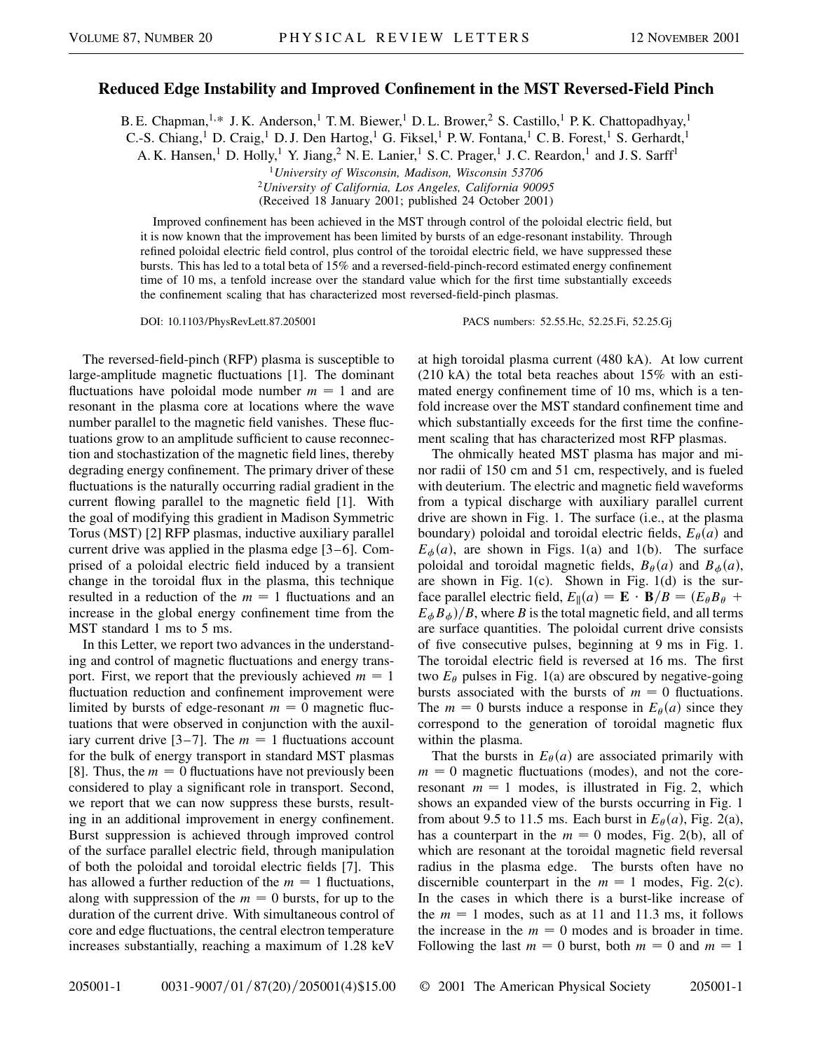# Reduced Edge Instability and Improved Confinement in the MST Reversed-Field Pinch

B. E. Chapman,[1,*] J. K. Anderson,[1] T. M. Biewer,[1] D. L. Brower,[2] S. Castillo,[1] P. K. Chattopadhyay,[1] C.-S. Chiang,[1] D. Craig,[1] D. J. Den Hartog,[1] G. Fiksel,[1] P. W. Fontana,[1] C. B. Forest,[1] S. Gerhardt,[1] A. K. Hansen,[1] D. Holly,[1] Y. Jiang,[2] N. E. Lanier,[1] S. C. Prager,[1] J. C. Reardon,[1] and J. S. Sarff[1]

[1]*University of Wisconsin, Madison, Wisconsin 53706*
[2]*University of California, Los Angeles, California 90095*
(Received 18 January 2001; published 24 October 2001)

Improved confinement has been achieved in the MST through control of the poloidal electric field, but it is now known that the improvement has been limited by bursts of an edge-resonant instability. Through refined poloidal electric field control, plus control of the toroidal electric field, we have suppressed these bursts. This has led to a total beta of 15% and a reversed-field-pinch-record estimated energy confinement time of 10 ms, a tenfold increase over the standard value which for the first time substantially exceeds the confinement scaling that has characterized most reversed-field-pinch plasmas.

DOI: 10.1103/PhysRevLett.87.205001 PACS numbers: 52.55.Hc, 52.25.Fi, 52.25.Gj

The reversed-field-pinch (RFP) plasma is susceptible to large-amplitude magnetic fluctuations [1]. The dominant fluctuations have poloidal mode number $m = 1$ and are resonant in the plasma core at locations where the wave number parallel to the magnetic field vanishes. These fluctuations grow to an amplitude sufficient to cause reconnection and stochastization of the magnetic field lines, thereby degrading energy confinement. The primary driver of these fluctuations is the naturally occurring radial gradient in the current flowing parallel to the magnetic field [1]. With the goal of modifying this gradient in Madison Symmetric Torus (MST) [2] RFP plasmas, inductive auxiliary parallel current drive was applied in the plasma edge [3–6]. Comprised of a poloidal electric field induced by a transient change in the toroidal flux in the plasma, this technique resulted in a reduction of the $m = 1$ fluctuations and an increase in the global energy confinement time from the MST standard 1 ms to 5 ms.

In this Letter, we report two advances in the understanding and control of magnetic fluctuations and energy transport. First, we report that the previously achieved $m = 1$ fluctuation reduction and confinement improvement were limited by bursts of edge-resonant $m = 0$ magnetic fluctuations that were observed in conjunction with the auxiliary current drive [3–7]. The $m = 1$ fluctuations account for the bulk of energy transport in standard MST plasmas [8]. Thus, the $m = 0$ fluctuations have not previously been considered to play a significant role in transport. Second, we report that we can now suppress these bursts, resulting in an additional improvement in energy confinement. Burst suppression is achieved through improved control of the surface parallel electric field, through manipulation of both the poloidal and toroidal electric fields [7]. This has allowed a further reduction of the $m = 1$ fluctuations, along with suppression of the $m = 0$ bursts, for up to the duration of the current drive. With simultaneous control of core and edge fluctuations, the central electron temperature increases substantially, reaching a maximum of 1.28 keV at high toroidal plasma current (480 kA). At low current (210 kA) the total beta reaches about 15% with an estimated energy confinement time of 10 ms, which is a tenfold increase over the MST standard confinement time and which substantially exceeds for the first time the confinement scaling that has characterized most RFP plasmas.

The ohmically heated MST plasma has major and minor radii of 150 cm and 51 cm, respectively, and is fueled with deuterium. The electric and magnetic field waveforms from a typical discharge with auxiliary parallel current drive are shown in Fig. 1. The surface (i.e., at the plasma boundary) poloidal and toroidal electric fields, $E_\theta(a)$ and $E_\phi(a)$, are shown in Figs. 1(a) and 1(b). The surface poloidal and toroidal magnetic fields, $B_\theta(a)$ and $B_\phi(a)$, are shown in Fig. 1(c). Shown in Fig. 1(d) is the surface parallel electric field, $E_\|(a) = \mathbf{E} \cdot \mathbf{B}/B = (E_\theta B_\theta + E_\phi B_\phi)/B$, where $B$ is the total magnetic field, and all terms are surface quantities. The poloidal current drive consists of five consecutive pulses, beginning at 9 ms in Fig. 1. The toroidal electric field is reversed at 16 ms. The first two $E_\theta$ pulses in Fig. 1(a) are obscured by negative-going bursts associated with the bursts of $m = 0$ fluctuations. The $m = 0$ bursts induce a response in $E_\theta(a)$ since they correspond to the generation of toroidal magnetic flux within the plasma.

That the bursts in $E_\theta(a)$ are associated primarily with $m = 0$ magnetic fluctuations (modes), and not the core-resonant $m = 1$ modes, is illustrated in Fig. 2, which shows an expanded view of the bursts occurring in Fig. 1 from about 9.5 to 11.5 ms. Each burst in $E_\theta(a)$, Fig. 2(a), has a counterpart in the $m = 0$ modes, Fig. 2(b), all of which are resonant at the toroidal magnetic field reversal radius in the plasma edge. The bursts often have no discernible counterpart in the $m = 1$ modes, Fig. 2(c). In the cases in which there is a burst-like increase of the $m = 1$ modes, such as at 11 and 11.3 ms, it follows the increase in the $m = 0$ modes and is broader in time. Following the last $m = 0$ burst, both $m = 0$ and $m = 1$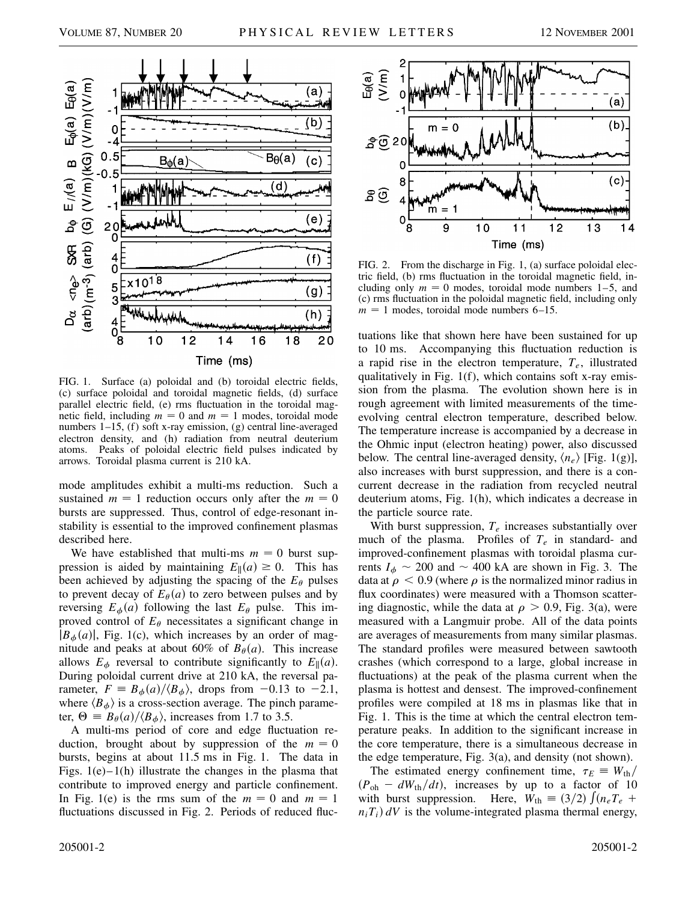FIG. 1. Surface (a) poloidal and (b) toroidal electric fields, (c) surface poloidal and toroidal magnetic fields, (d) surface parallel electric field, (e) rms fluctuation in the toroidal magnetic field, including $m = 0$ and $m = 1$ modes, toroidal mode numbers 1–15, (f) soft x-ray emission, (g) central line-averaged electron density, and (h) radiation from neutral deuterium atoms. Peaks of poloidal electric field pulses indicated by arrows. Toroidal plasma current is 210 kA.

mode amplitudes exhibit a multi-ms reduction. Such a sustained $m = 1$ reduction occurs only after the $m = 0$ bursts are suppressed. Thus, control of edge-resonant instability is essential to the improved confinement plasmas described here.

We have established that multi-ms $m = 0$ burst suppression is aided by maintaining $E_{\parallel}(a) \gtrsim 0$. This has been achieved by adjusting the spacing of the $E_\theta$ pulses to prevent decay of $E_\theta(a)$ to zero between pulses and by reversing $E_\phi(a)$ following the last $E_\theta$ pulse. This improved control of $E_\theta$ necessitates a significant change in $|B_\phi(a)|$, Fig. 1(c), which increases by an order of magnitude and peaks at about 60% of $B_\theta(a)$. This increase allows $E_\phi$ reversal to contribute significantly to $E_{\parallel}(a)$. During poloidal current drive at 210 kA, the reversal parameter, $F \equiv B_\phi(a)/\langle B_\phi \rangle$, drops from $-0.13$ to $-2.1$, where $\langle B_\phi \rangle$ is a cross-section average. The pinch parameter, $\Theta \equiv B_\theta(a)/\langle B_\phi \rangle$, increases from 1.7 to 3.5.

A multi-ms period of core and edge fluctuation reduction, brought about by suppression of the $m = 0$ bursts, begins at about 11.5 ms in Fig. 1. The data in Figs. 1(e)–1(h) illustrate the changes in the plasma that contribute to improved energy and particle confinement. In Fig. 1(e) is the rms sum of the $m = 0$ and $m = 1$ fluctuations discussed in Fig. 2. Periods of reduced fluctuations like that shown here have been sustained for up to 10 ms. Accompanying this fluctuation reduction is a rapid rise in the electron temperature, $T_e$, illustrated qualitatively in Fig. 1(f), which contains soft x-ray emission from the plasma. The evolution shown here is in rough agreement with limited measurements of the time-evolving central electron temperature, described below. The temperature increase is accompanied by a decrease in the Ohmic input (electron heating) power, also discussed below. The central line-averaged density, $\langle n_e \rangle$ [Fig. 1(g)], also increases with burst suppression, and there is a concurrent decrease in the radiation from recycled neutral deuterium atoms, Fig. 1(h), which indicates a decrease in the particle source rate.

FIG. 2. From the discharge in Fig. 1, (a) surface poloidal electric field, (b) rms fluctuation in the toroidal magnetic field, including only $m = 0$ modes, toroidal mode numbers 1–5, and (c) rms fluctuation in the poloidal magnetic field, including only $m = 1$ modes, toroidal mode numbers 6–15.

With burst suppression, $T_e$ increases substantially over much of the plasma. Profiles of $T_e$ in standard- and improved-confinement plasmas with toroidal plasma currents $I_\phi \sim 200$ and $\sim 400$ kA are shown in Fig. 3. The data at $\rho < 0.9$ (where $\rho$ is the normalized minor radius in flux coordinates) were measured with a Thomson scattering diagnostic, while the data at $\rho > 0.9$, Fig. 3(a), were measured with a Langmuir probe. All of the data points are averages of measurements from many similar plasmas. The standard profiles were measured between sawtooth crashes (which correspond to a large, global increase in fluctuations) at the peak of the plasma current when the plasma is hottest and densest. The improved-confinement profiles were compiled at 18 ms in plasmas like that in Fig. 1. This is the time at which the central electron temperature peaks. In addition to the significant increase in the core temperature, there is a simultaneous decrease in the edge temperature, Fig. 3(a), and density (not shown).

The estimated energy confinement time, $\tau_E \equiv W_{\text{th}}/(P_{\text{oh}} - dW_{\text{th}}/dt)$, increases by up to a factor of 10 with burst suppression. Here, $W_{\text{th}} \equiv (3/2)\int(n_e T_e + n_i T_i)\,dV$ is the volume-integrated plasma thermal energy,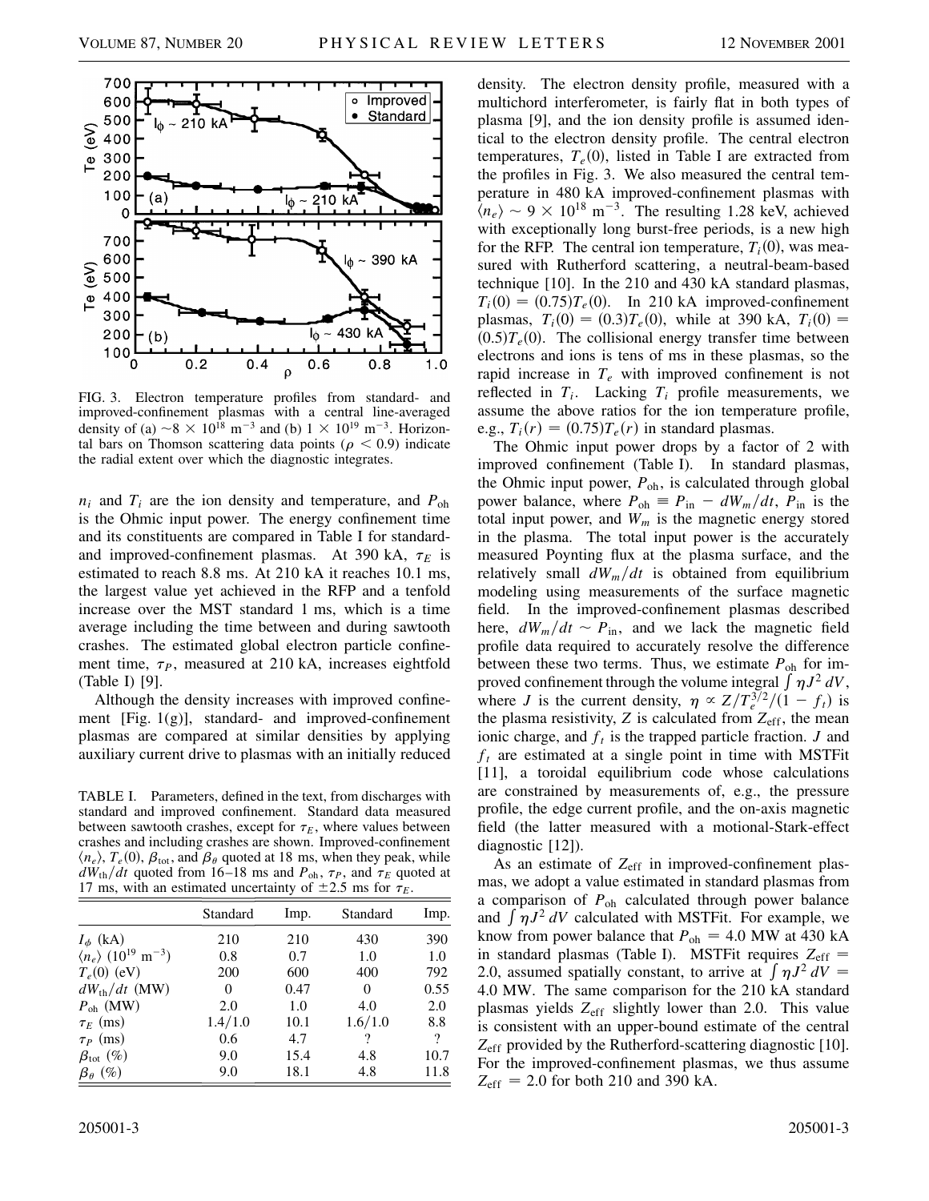FIG. 3. Electron temperature profiles from standard- and improved-confinement plasmas with a central line-averaged density of (a) $\sim 8 \times 10^{18}$ m$^{-3}$ and (b) $1 \times 10^{19}$ m$^{-3}$. Horizontal bars on Thomson scattering data points ($\rho < 0.9$) indicate the radial extent over which the diagnostic integrates.

$n_i$ and $T_i$ are the ion density and temperature, and $P_{\rm oh}$ is the Ohmic input power. The energy confinement time and its constituents are compared in Table I for standard- and improved-confinement plasmas. At 390 kA, $\tau_E$ is estimated to reach 8.8 ms. At 210 kA it reaches 10.1 ms, the largest value yet achieved in the RFP and a tenfold increase over the MST standard 1 ms, which is a time average including the time between and during sawtooth crashes. The estimated global electron particle confinement time, $\tau_P$, measured at 210 kA, increases eightfold (Table I) [9].

Although the density increases with improved confinement [Fig. 1(g)], standard- and improved-confinement plasmas are compared at similar densities by applying auxiliary current drive to plasmas with an initially reduced density. The electron density profile, measured with a multichord interferometer, is fairly flat in both types of plasma [9], and the ion density profile is assumed identical to the electron density profile. The central electron temperatures, $T_e(0)$, listed in Table I are extracted from the profiles in Fig. 3. We also measured the central temperature in 480 kA improved-confinement plasmas with $\langle n_e \rangle \sim 9 \times 10^{18}$ m$^{-3}$. The resulting 1.28 keV, achieved with exceptionally long burst-free periods, is a new high for the RFP. The central ion temperature, $T_i(0)$, was measured with Rutherford scattering, a neutral-beam-based technique [10]. In the 210 and 430 kA standard plasmas, $T_i(0) = (0.75)T_e(0)$. In 210 kA improved-confinement plasmas, $T_i(0) = (0.3)T_e(0)$, while at 390 kA, $T_i(0) = (0.5)T_e(0)$. The collisional energy transfer time between electrons and ions is tens of ms in these plasmas, so the rapid increase in $T_e$ with improved confinement is not reflected in $T_i$. Lacking $T_i$ profile measurements, we assume the above ratios for the ion temperature profile, e.g., $T_i(r) = (0.75)T_e(r)$ in standard plasmas.

TABLE I. Parameters, defined in the text, from discharges with standard and improved confinement. Standard data measured between sawtooth crashes, except for $\tau_E$, where values between crashes and including crashes are shown. Improved-confinement $\langle n_e \rangle$, $T_e(0)$, $\beta_{\rm tot}$, and $\beta_\theta$ quoted at 18 ms, when they peak, while $dW_{\rm th}/dt$ quoted from 16–18 ms and $P_{\rm oh}$, $\tau_P$, and $\tau_E$ quoted at 17 ms, with an estimated uncertainty of $\pm 2.5$ ms for $\tau_E$.

| | Standard | Imp. | Standard | Imp. |
|---|---|---|---|---|
| $I_\phi$ (kA) | 210 | 210 | 430 | 390 |
| $\langle n_e \rangle$ ($10^{19}$ m$^{-3}$) | 0.8 | 0.7 | 1.0 | 1.0 |
| $T_e(0)$ (eV) | 200 | 600 | 400 | 792 |
| $dW_{\rm th}/dt$ (MW) | 0 | 0.47 | 0 | 0.55 |
| $P_{\rm oh}$ (MW) | 2.0 | 1.0 | 4.0 | 2.0 |
| $\tau_E$ (ms) | 1.4/1.0 | 10.1 | 1.6/1.0 | 8.8 |
| $\tau_P$ (ms) | 0.6 | 4.7 | ? | ? |
| $\beta_{\rm tot}$ (%) | 9.0 | 15.4 | 4.8 | 10.7 |
| $\beta_\theta$ (%) | 9.0 | 18.1 | 4.8 | 11.8 |

The Ohmic input power drops by a factor of 2 with improved confinement (Table I). In standard plasmas, the Ohmic input power, $P_{\rm oh}$, is calculated through global power balance, where $P_{\rm oh} \equiv P_{\rm in} - dW_m/dt$, $P_{\rm in}$ is the total input power, and $W_m$ is the magnetic energy stored in the plasma. The total input power is the accurately measured Poynting flux at the plasma surface, and the relatively small $dW_m/dt$ is obtained from equilibrium modeling using measurements of the surface magnetic field. In the improved-confinement plasmas described here, $dW_m/dt \sim P_{\rm in}$, and we lack the magnetic field profile data required to accurately resolve the difference between these two terms. Thus, we estimate $P_{\rm oh}$ for improved confinement through the volume integral $\int \eta J^2\, dV$, where $J$ is the current density, $\eta \propto Z/T_e^{3/2}/(1 - f_t)$ is the plasma resistivity, $Z$ is calculated from $Z_{\rm eff}$, the mean ionic charge, and $f_t$ is the trapped particle fraction. $J$ and $f_t$ are estimated at a single point in time with MSTFit [11], a toroidal equilibrium code whose calculations are constrained by measurements of, e.g., the pressure profile, the edge current profile, and the on-axis magnetic field (the latter measured with a motional-Stark-effect diagnostic [12]).

As an estimate of $Z_{\rm eff}$ in improved-confinement plasmas, we adopt a value estimated in standard plasmas from a comparison of $P_{\rm oh}$ calculated through power balance and $\int \eta J^2\, dV$ calculated with MSTFit. For example, we know from power balance that $P_{\rm oh} = 4.0$ MW at 430 kA in standard plasmas (Table I). MSTFit requires $Z_{\rm eff} = 2.0$, assumed spatially constant, to arrive at $\int \eta J^2\, dV = 4.0$ MW. The same comparison for the 210 kA standard plasmas yields $Z_{\rm eff}$ slightly lower than 2.0. This value is consistent with an upper-bound estimate of the central $Z_{\rm eff}$ provided by the Rutherford-scattering diagnostic [10]. For the improved-confinement plasmas, we thus assume $Z_{\rm eff} = 2.0$ for both 210 and 390 kA.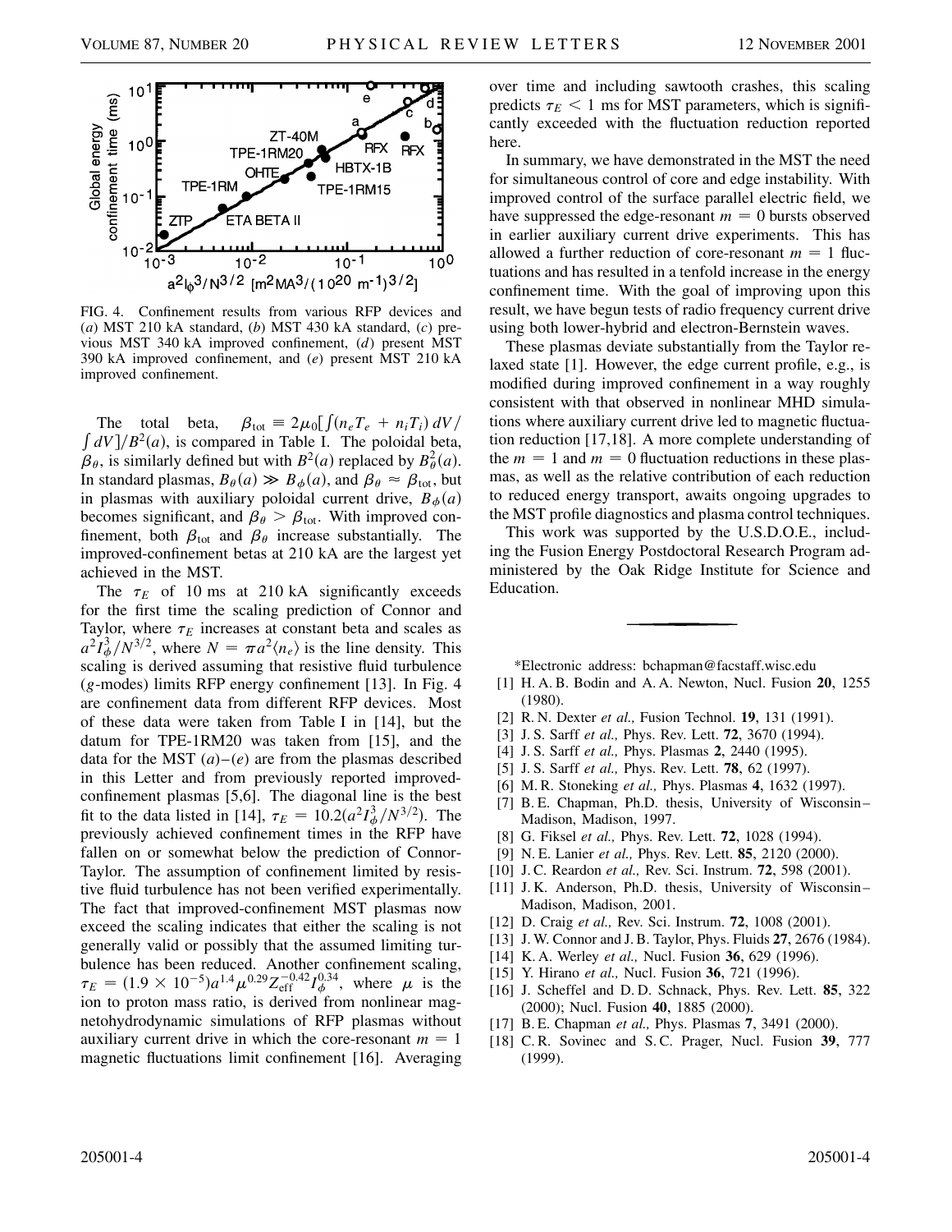Global energy confinement time (ms)

$10^1$

$10^0$

$10^{-1}$

$10^{-2}$

$10^{-3}$ $10^{-2}$ $10^{-1}$ $10^0$

$a^2 I_\phi^3/N^{3/2}$ [$m^2 MA^3/(10^{20}\ m^{-1})^{3/2}$]

ZTP ETA BETA II TPE-1RM OHTE TPE-1RM20 ZT-40M HBTX-1B TPE-1RM15 RFX RFX a b c d e

FIG. 4. Confinement results from various RFP devices and (*a*) MST 210 kA standard, (*b*) MST 430 kA standard, (*c*) previous MST 340 kA improved confinement, (*d*) present MST 390 kA improved confinement, and (*e*) present MST 210 kA improved confinement.

The total beta, $\beta_{tot} \equiv 2\mu_0[\int(n_e T_e + n_i T_i)\, dV/\int dV]/B^2(a)$, is compared in Table I. The poloidal beta, $\beta_\theta$, is similarly defined but with $B^2(a)$ replaced by $B_\theta^2(a)$. In standard plasmas, $B_\theta(a) \gg B_\phi(a)$, and $\beta_\theta \approx \beta_{tot}$, but in plasmas with auxiliary poloidal current drive, $B_\phi(a)$ becomes significant, and $\beta_\theta > \beta_{tot}$. With improved confinement, both $\beta_{tot}$ and $\beta_\theta$ increase substantially. The improved-confinement betas at 210 kA are the largest yet achieved in the MST.

The $\tau_E$ of 10 ms at 210 kA significantly exceeds for the first time the scaling prediction of Connor and Taylor, where $\tau_E$ increases at constant beta and scales as $a^2 I_\phi^3/N^{3/2}$, where $N = \pi a^2 \langle n_e \rangle$ is the line density. This scaling is derived assuming that resistive fluid turbulence (*g*-modes) limits RFP energy confinement [13]. In Fig. 4 are confinement data from different RFP devices. Most of these data were taken from Table I in [14], but the datum for TPE-1RM20 was taken from [15], and the data for the MST (*a*)–(*e*) are from the plasmas described in this Letter and from previously reported improved-confinement plasmas [5,6]. The diagonal line is the best fit to the data listed in [14], $\tau_E = 10.2(a^2 I_\phi^3/N^{3/2})$. The previously achieved confinement times in the RFP have fallen on or somewhat below the prediction of Connor-Taylor. The assumption of confinement limited by resistive fluid turbulence has not been verified experimentally. The fact that improved-confinement MST plasmas now exceed the scaling indicates that either the scaling is not generally valid or possibly that the assumed limiting turbulence has been reduced. Another confinement scaling, $\tau_E = (1.9 \times 10^{-5}) a^{1.4} \mu^{0.29} Z_{eff}^{-0.42} I_\phi^{0.34}$, where $\mu$ is the ion to proton mass ratio, is derived from nonlinear magnetohydrodynamic simulations of RFP plasmas without auxiliary current drive in which the core-resonant $m = 1$ magnetic fluctuations limit confinement [16]. Averaging over time and including sawtooth crashes, this scaling predicts $\tau_E < 1$ ms for MST parameters, which is significantly exceeded with the fluctuation reduction reported here.

In summary, we have demonstrated in the MST the need for simultaneous control of core and edge instability. With improved control of the surface parallel electric field, we have suppressed the edge-resonant $m = 0$ bursts observed in earlier auxiliary current drive experiments. This has allowed a further reduction of core-resonant $m = 1$ fluctuations and has resulted in a tenfold increase in the energy confinement time. With the goal of improving upon this result, we have begun tests of radio frequency current drive using both lower-hybrid and electron-Bernstein waves.

These plasmas deviate substantially from the Taylor relaxed state [1]. However, the edge current profile, e.g., is modified during improved confinement in a way roughly consistent with that observed in nonlinear MHD simulations where auxiliary current drive led to magnetic fluctuation reduction [17,18]. A more complete understanding of the $m = 1$ and $m = 0$ fluctuation reductions in these plasmas, as well as the relative contribution of each reduction to reduced energy transport, awaits ongoing upgrades to the MST profile diagnostics and plasma control techniques.

This work was supported by the U.S.D.O.E., including the Fusion Energy Postdoctoral Research Program administered by the Oak Ridge Institute for Science and Education.

---

*Electronic address: bchapman@facstaff.wisc.edu

[1] H. A. B. Bodin and A. A. Newton, Nucl. Fusion **20**, 1255 (1980).
[2] R. N. Dexter *et al.,* Fusion Technol. **19**, 131 (1991).
[3] J. S. Sarff *et al.,* Phys. Rev. Lett. **72**, 3670 (1994).
[4] J. S. Sarff *et al.,* Phys. Plasmas **2**, 2440 (1995).
[5] J. S. Sarff *et al.,* Phys. Rev. Lett. **78**, 62 (1997).
[6] M. R. Stoneking *et al.,* Phys. Plasmas **4**, 1632 (1997).
[7] B. E. Chapman, Ph.D. thesis, University of Wisconsin–Madison, Madison, 1997.
[8] G. Fiksel *et al.,* Phys. Rev. Lett. **72**, 1028 (1994).
[9] N. E. Lanier *et al.,* Phys. Rev. Lett. **85**, 2120 (2000).
[10] J. C. Reardon *et al.,* Rev. Sci. Instrum. **72**, 598 (2001).
[11] J. K. Anderson, Ph.D. thesis, University of Wisconsin–Madison, Madison, 2001.
[12] D. Craig *et al.,* Rev. Sci. Instrum. **72**, 1008 (2001).
[13] J. W. Connor and J. B. Taylor, Phys. Fluids **27**, 2676 (1984).
[14] K. A. Werley *et al.,* Nucl. Fusion **36**, 629 (1996).
[15] Y. Hirano *et al.,* Nucl. Fusion **36**, 721 (1996).
[16] J. Scheffel and D. D. Schnack, Phys. Rev. Lett. **85**, 322 (2000); Nucl. Fusion **40**, 1885 (2000).
[17] B. E. Chapman *et al.,* Phys. Plasmas **7**, 3491 (2000).
[18] C. R. Sovinec and S. C. Prager, Nucl. Fusion **39**, 777 (1999).